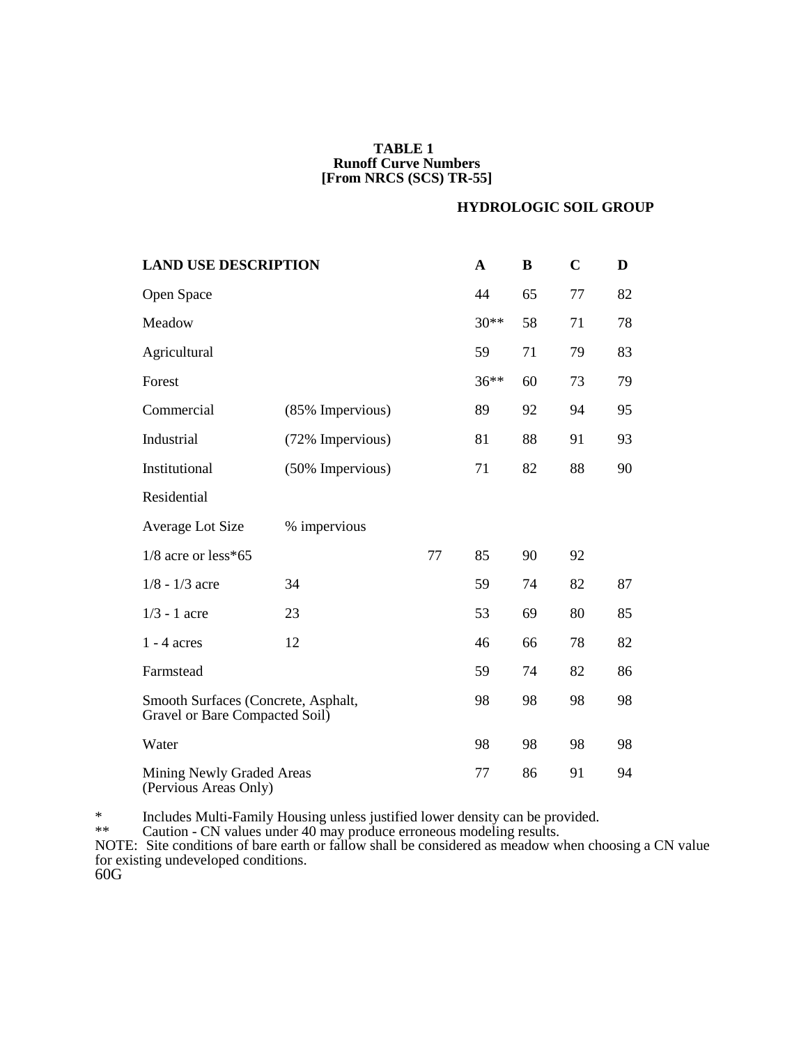**TABLE 1**
**Runoff Curve Numbers**
**[From NRCS (SCS) TR-55]**

| **LAND USE DESCRIPTION** | | | **HYDROLOGIC SOIL GROUP** | | | |
|---|---|---|---|---|---|---|
| | | | **A** | **B** | **C** | **D** |
| Open Space | | | 44 | 65 | 77 | 82 |
| Meadow | | | 30** | 58 | 71 | 78 |
| Agricultural | | | 59 | 71 | 79 | 83 |
| Forest | | | 36** | 60 | 73 | 79 |
| Commercial | (85% Impervious) | | 89 | 92 | 94 | 95 |
| Industrial | (72% Impervious) | | 81 | 88 | 91 | 93 |
| Institutional | (50% Impervious) | | 71 | 82 | 88 | 90 |
| Residential | | | | | | |
| Average Lot Size | % impervious | | | | | |
| 1/8 acre or less*65 | | 77 | 85 | 90 | 92 | |
| 1/8 - 1/3 acre | 34 | | 59 | 74 | 82 | 87 |
| 1/3 - 1 acre | 23 | | 53 | 69 | 80 | 85 |
| 1 - 4 acres | 12 | | 46 | 66 | 78 | 82 |
| Farmstead | | | 59 | 74 | 82 | 86 |
| Smooth Surfaces (Concrete, Asphalt, Gravel or Bare Compacted Soil) | | | 98 | 98 | 98 | 98 |
| Water | | | 98 | 98 | 98 | 98 |
| Mining Newly Graded Areas (Pervious Areas Only) | | | 77 | 86 | 91 | 94 |

\* Includes Multi-Family Housing unless justified lower density can be provided.

\*\* Caution - CN values under 40 may produce erroneous modeling results.

NOTE: Site conditions of bare earth or fallow shall be considered as meadow when choosing a CN value for existing undeveloped conditions.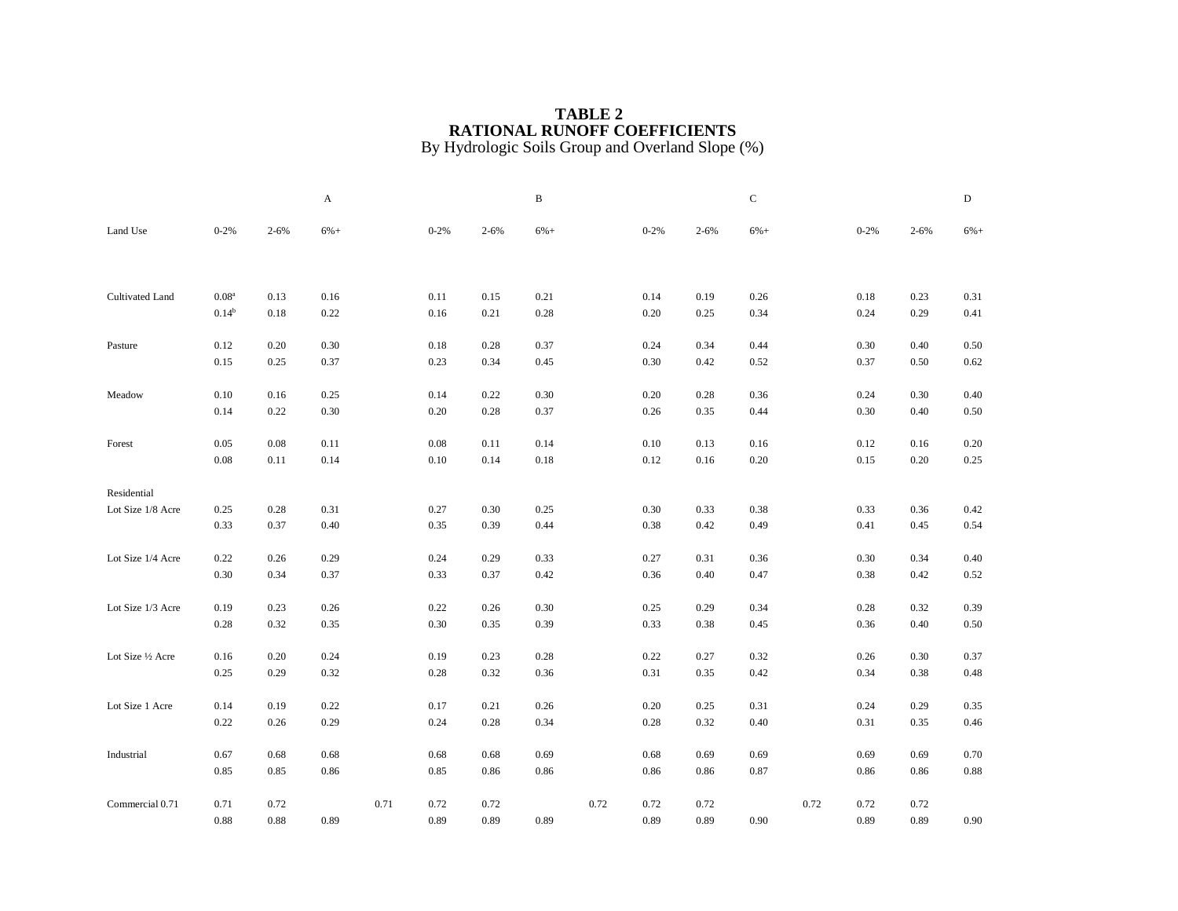# TABLE 2
## RATIONAL RUNOFF COEFFICIENTS
By Hydrologic Soils Group and Overland Slope (%)

| | A | | | | B | | | | C | | | | D | | |
|---|---|---|---|---|---|---|---|---|---|---|---|---|---|---|---|
| Land Use | 0-2% | 2-6% | 6%+ | | 0-2% | 2-6% | 6%+ | | 0-2% | 2-6% | 6%+ | | 0-2% | 2-6% | 6%+ |
| Cultivated Land | 0.08[a] | 0.13 | 0.16 | | 0.11 | 0.15 | 0.21 | | 0.14 | 0.19 | 0.26 | | 0.18 | 0.23 | 0.31 |
| | 0.14[b] | 0.18 | 0.22 | | 0.16 | 0.21 | 0.28 | | 0.20 | 0.25 | 0.34 | | 0.24 | 0.29 | 0.41 |
| Pasture | 0.12 | 0.20 | 0.30 | | 0.18 | 0.28 | 0.37 | | 0.24 | 0.34 | 0.44 | | 0.30 | 0.40 | 0.50 |
| | 0.15 | 0.25 | 0.37 | | 0.23 | 0.34 | 0.45 | | 0.30 | 0.42 | 0.52 | | 0.37 | 0.50 | 0.62 |
| Meadow | 0.10 | 0.16 | 0.25 | | 0.14 | 0.22 | 0.30 | | 0.20 | 0.28 | 0.36 | | 0.24 | 0.30 | 0.40 |
| | 0.14 | 0.22 | 0.30 | | 0.20 | 0.28 | 0.37 | | 0.26 | 0.35 | 0.44 | | 0.30 | 0.40 | 0.50 |
| Forest | 0.05 | 0.08 | 0.11 | | 0.08 | 0.11 | 0.14 | | 0.10 | 0.13 | 0.16 | | 0.12 | 0.16 | 0.20 |
| | 0.08 | 0.11 | 0.14 | | 0.10 | 0.14 | 0.18 | | 0.12 | 0.16 | 0.20 | | 0.15 | 0.20 | 0.25 |
| Residential | | | | | | | | | | | | | | | |
| Lot Size 1/8 Acre | 0.25 | 0.28 | 0.31 | | 0.27 | 0.30 | 0.25 | | 0.30 | 0.33 | 0.38 | | 0.33 | 0.36 | 0.42 |
| | 0.33 | 0.37 | 0.40 | | 0.35 | 0.39 | 0.44 | | 0.38 | 0.42 | 0.49 | | 0.41 | 0.45 | 0.54 |
| Lot Size 1/4 Acre | 0.22 | 0.26 | 0.29 | | 0.24 | 0.29 | 0.33 | | 0.27 | 0.31 | 0.36 | | 0.30 | 0.34 | 0.40 |
| | 0.30 | 0.34 | 0.37 | | 0.33 | 0.37 | 0.42 | | 0.36 | 0.40 | 0.47 | | 0.38 | 0.42 | 0.52 |
| Lot Size 1/3 Acre | 0.19 | 0.23 | 0.26 | | 0.22 | 0.26 | 0.30 | | 0.25 | 0.29 | 0.34 | | 0.28 | 0.32 | 0.39 |
| | 0.28 | 0.32 | 0.35 | | 0.30 | 0.35 | 0.39 | | 0.33 | 0.38 | 0.45 | | 0.36 | 0.40 | 0.50 |
| Lot Size ½ Acre | 0.16 | 0.20 | 0.24 | | 0.19 | 0.23 | 0.28 | | 0.22 | 0.27 | 0.32 | | 0.26 | 0.30 | 0.37 |
| | 0.25 | 0.29 | 0.32 | | 0.28 | 0.32 | 0.36 | | 0.31 | 0.35 | 0.42 | | 0.34 | 0.38 | 0.48 |
| Lot Size 1 Acre | 0.14 | 0.19 | 0.22 | | 0.17 | 0.21 | 0.26 | | 0.20 | 0.25 | 0.31 | | 0.24 | 0.29 | 0.35 |
| | 0.22 | 0.26 | 0.29 | | 0.24 | 0.28 | 0.34 | | 0.28 | 0.32 | 0.40 | | 0.31 | 0.35 | 0.46 |
| Industrial | 0.67 | 0.68 | 0.68 | | 0.68 | 0.68 | 0.69 | | 0.68 | 0.69 | 0.69 | | 0.69 | 0.69 | 0.70 |
| | 0.85 | 0.85 | 0.86 | | 0.85 | 0.86 | 0.86 | | 0.86 | 0.86 | 0.87 | | 0.86 | 0.86 | 0.88 |
| Commercial 0.71 | 0.71 | 0.72 | | 0.71 | 0.72 | 0.72 | | 0.72 | 0.72 | 0.72 | | 0.72 | 0.72 | 0.72 | |
| | 0.88 | 0.88 | 0.89 | | 0.89 | 0.89 | 0.89 | | 0.89 | 0.89 | 0.90 | | 0.89 | 0.89 | 0.90 |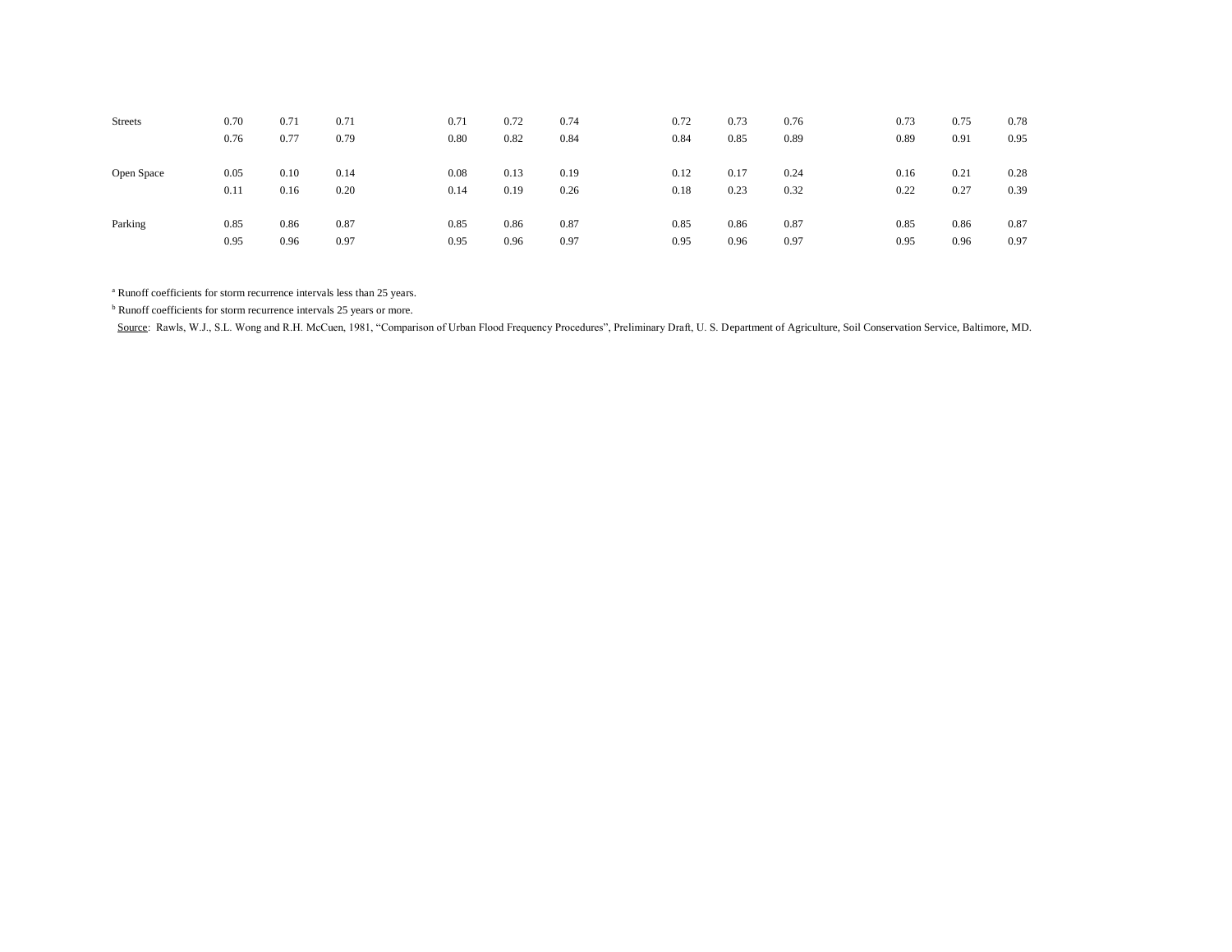| | | | | | | | | | | | | |
|---|---|---|---|---|---|---|---|---|---|---|---|---|
| Streets | 0.70 | 0.71 | 0.71 | 0.71 | 0.72 | 0.74 | 0.72 | 0.73 | 0.76 | 0.73 | 0.75 | 0.78 |
| | 0.76 | 0.77 | 0.79 | 0.80 | 0.82 | 0.84 | 0.84 | 0.85 | 0.89 | 0.89 | 0.91 | 0.95 |
| Open Space | 0.05 | 0.10 | 0.14 | 0.08 | 0.13 | 0.19 | 0.12 | 0.17 | 0.24 | 0.16 | 0.21 | 0.28 |
| | 0.11 | 0.16 | 0.20 | 0.14 | 0.19 | 0.26 | 0.18 | 0.23 | 0.32 | 0.22 | 0.27 | 0.39 |
| Parking | 0.85 | 0.86 | 0.87 | 0.85 | 0.86 | 0.87 | 0.85 | 0.86 | 0.87 | 0.85 | 0.86 | 0.87 |
| | 0.95 | 0.96 | 0.97 | 0.95 | 0.96 | 0.97 | 0.95 | 0.96 | 0.97 | 0.95 | 0.96 | 0.97 |

[a] Runoff coefficients for storm recurrence intervals less than 25 years.

[b] Runoff coefficients for storm recurrence intervals 25 years or more.

Source: Rawls, W.J., S.L. Wong and R.H. McCuen, 1981, "Comparison of Urban Flood Frequency Procedures", Preliminary Draft, U. S. Department of Agriculture, Soil Conservation Service, Baltimore, MD.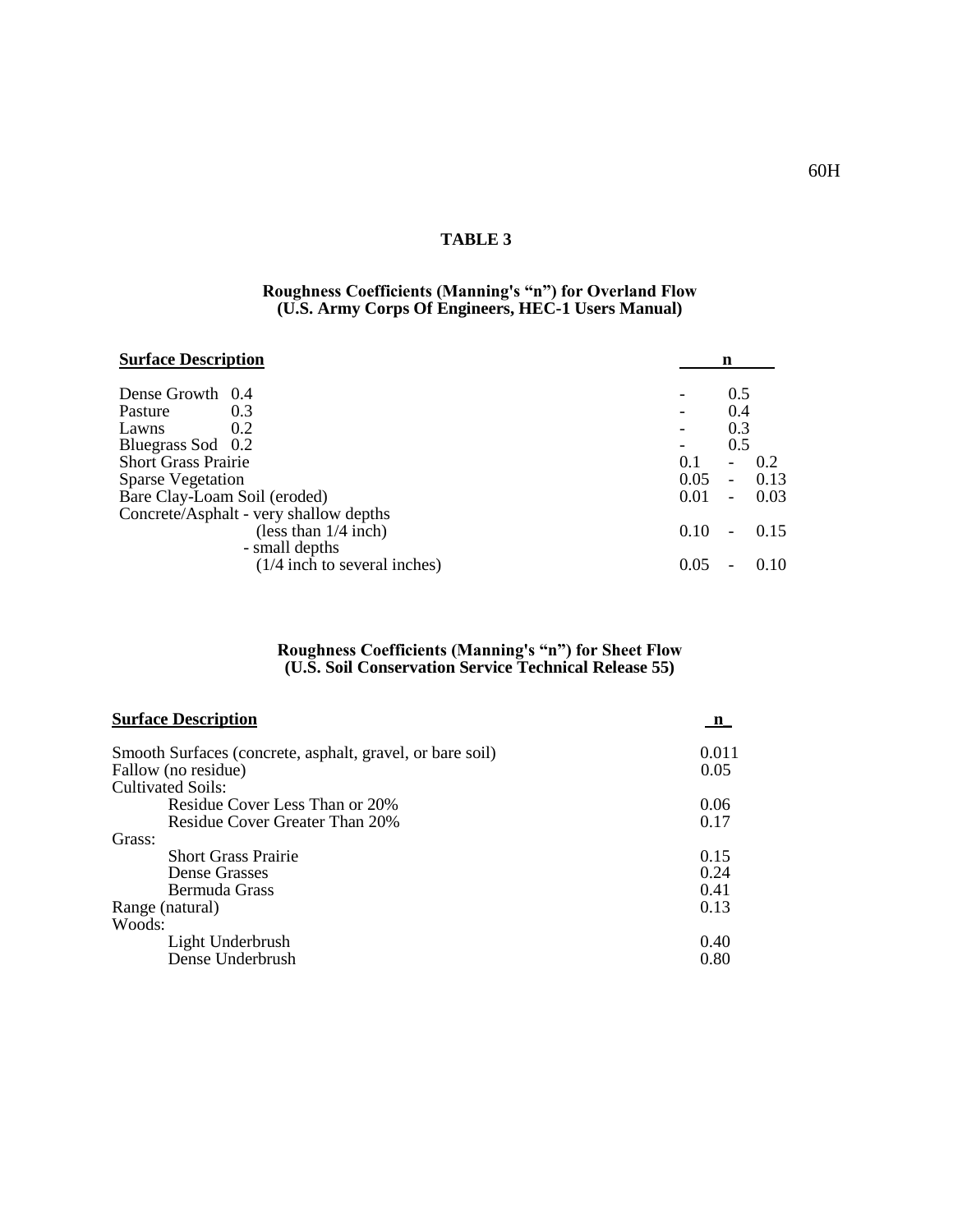## TABLE 3

### Roughness Coefficients (Manning's "n") for Overland Flow (U.S. Army Corps Of Engineers, HEC-1 Users Manual)

| Surface Description | n |
|---|---|
| Dense Growth | 0.4 - 0.5 |
| Pasture | 0.3 - 0.4 |
| Lawns | 0.2 - 0.3 |
| Bluegrass Sod | 0.2 - 0.5 |
| Short Grass Prairie | 0.1 - 0.2 |
| Sparse Vegetation | 0.05 - 0.13 |
| Bare Clay-Loam Soil (eroded) | 0.01 - 0.03 |
| Concrete/Asphalt - very shallow depths (less than 1/4 inch) | 0.10 - 0.15 |
| - small depths (1/4 inch to several inches) | 0.05 - 0.10 |

### Roughness Coefficients (Manning's "n") for Sheet Flow (U.S. Soil Conservation Service Technical Release 55)

| Surface Description | n |
|---|---|
| Smooth Surfaces (concrete, asphalt, gravel, or bare soil) | 0.011 |
| Fallow (no residue) | 0.05 |
| Cultivated Soils: | |
| Residue Cover Less Than or 20% | 0.06 |
| Residue Cover Greater Than 20% | 0.17 |
| Grass: | |
| Short Grass Prairie | 0.15 |
| Dense Grasses | 0.24 |
| Bermuda Grass | 0.41 |
| Range (natural) | 0.13 |
| Woods: | |
| Light Underbrush | 0.40 |
| Dense Underbrush | 0.80 |